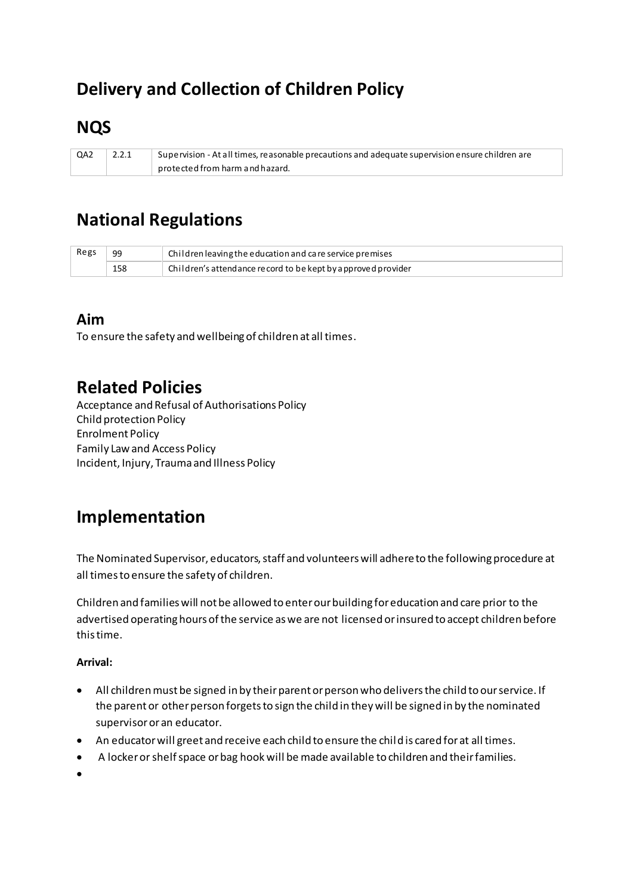# Delivery and Collection of Children Policy

## NQS

| | | |
|---|---|---|
| QA2 | 2.2.1 | Supervision - At all times, reasonable precautions and adequate supervision ensure children are protected from harm and hazard. |

## National Regulations

| | | |
|---|---|---|
| Regs | 99 | Children leaving the education and care service premises |
| | 158 | Children's attendance record to be kept by approved provider |

### Aim

To ensure the safety and wellbeing of children at all times.

## Related Policies

Acceptance and Refusal of Authorisations Policy
Child protection Policy
Enrolment Policy
Family Law and Access Policy
Incident, Injury, Trauma and Illness Policy

## Implementation

The Nominated Supervisor, educators, staff and volunteers will adhere to the following procedure at all times to ensure the safety of children.

Children and families will not be allowed to enter our building for education and care prior to the advertised operating hours of the service as we are not licensed or insured to accept children before this time.

**Arrival:**

- All children must be signed in by their parent or person who delivers the child to our service. If the parent or other person forgets to sign the child in they will be signed in by the nominated supervisor or an educator.
- An educator will greet and receive each child to ensure the child is cared for at all times.
- A locker or shelf space or bag hook will be made available to children and their families.
-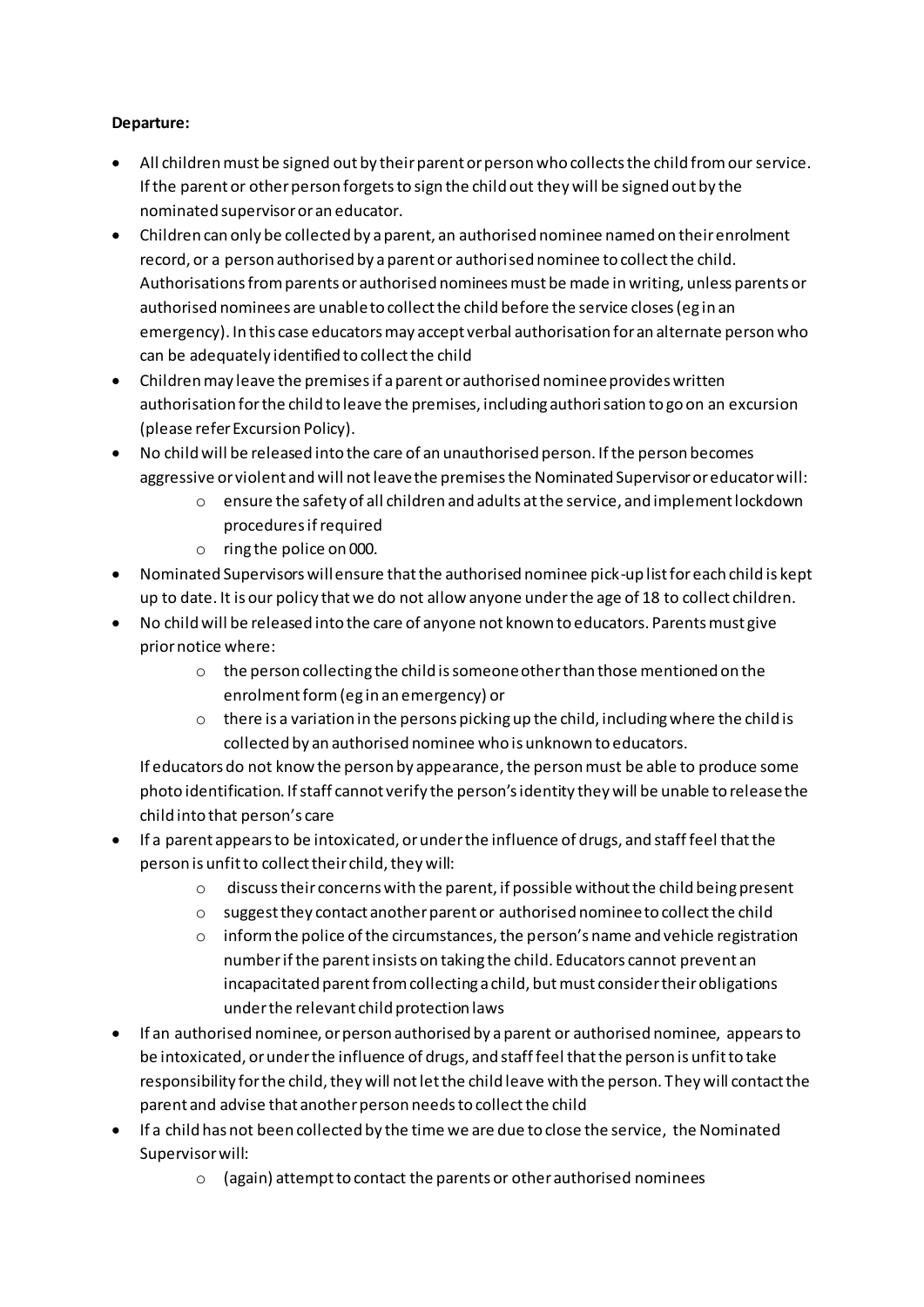**Departure:**

- All children must be signed out by their parent or person who collects the child from our service. If the parent or other person forgets to sign the child out they will be signed out by the nominated supervisor or an educator.
- Children can only be collected by a parent, an authorised nominee named on their enrolment record, or a person authorised by a parent or authorised nominee to collect the child. Authorisations from parents or authorised nominees must be made in writing, unless parents or authorised nominees are unable to collect the child before the service closes (eg in an emergency). In this case educators may accept verbal authorisation for an alternate person who can be adequately identified to collect the child
- Children may leave the premises if a parent or authorised nominee provides written authorisation for the child to leave the premises, including authorisation to go on an excursion (please refer Excursion Policy).
- No child will be released into the care of an unauthorised person. If the person becomes aggressive or violent and will not leave the premises the Nominated Supervisor or educator will:
    - ensure the safety of all children and adults at the service, and implement lockdown procedures if required
    - ring the police on 000.
- Nominated Supervisors will ensure that the authorised nominee pick-up list for each child is kept up to date. It is our policy that we do not allow anyone under the age of 18 to collect children.
- No child will be released into the care of anyone not known to educators. Parents must give prior notice where:
    - the person collecting the child is someone other than those mentioned on the enrolment form (eg in an emergency) or
    - there is a variation in the persons picking up the child, including where the child is collected by an authorised nominee who is unknown to educators.

  If educators do not know the person by appearance, the person must be able to produce some photo identification. If staff cannot verify the person's identity they will be unable to release the child into that person's care
- If a parent appears to be intoxicated, or under the influence of drugs, and staff feel that the person is unfit to collect their child, they will:
    - discuss their concerns with the parent, if possible without the child being present
    - suggest they contact another parent or authorised nominee to collect the child
    - inform the police of the circumstances, the person's name and vehicle registration number if the parent insists on taking the child. Educators cannot prevent an incapacitated parent from collecting a child, but must consider their obligations under the relevant child protection laws
- If an authorised nominee, or person authorised by a parent or authorised nominee, appears to be intoxicated, or under the influence of drugs, and staff feel that the person is unfit to take responsibility for the child, they will not let the child leave with the person. They will contact the parent and advise that another person needs to collect the child
- If a child has not been collected by the time we are due to close the service, the Nominated Supervisor will:
    - (again) attempt to contact the parents or other authorised nominees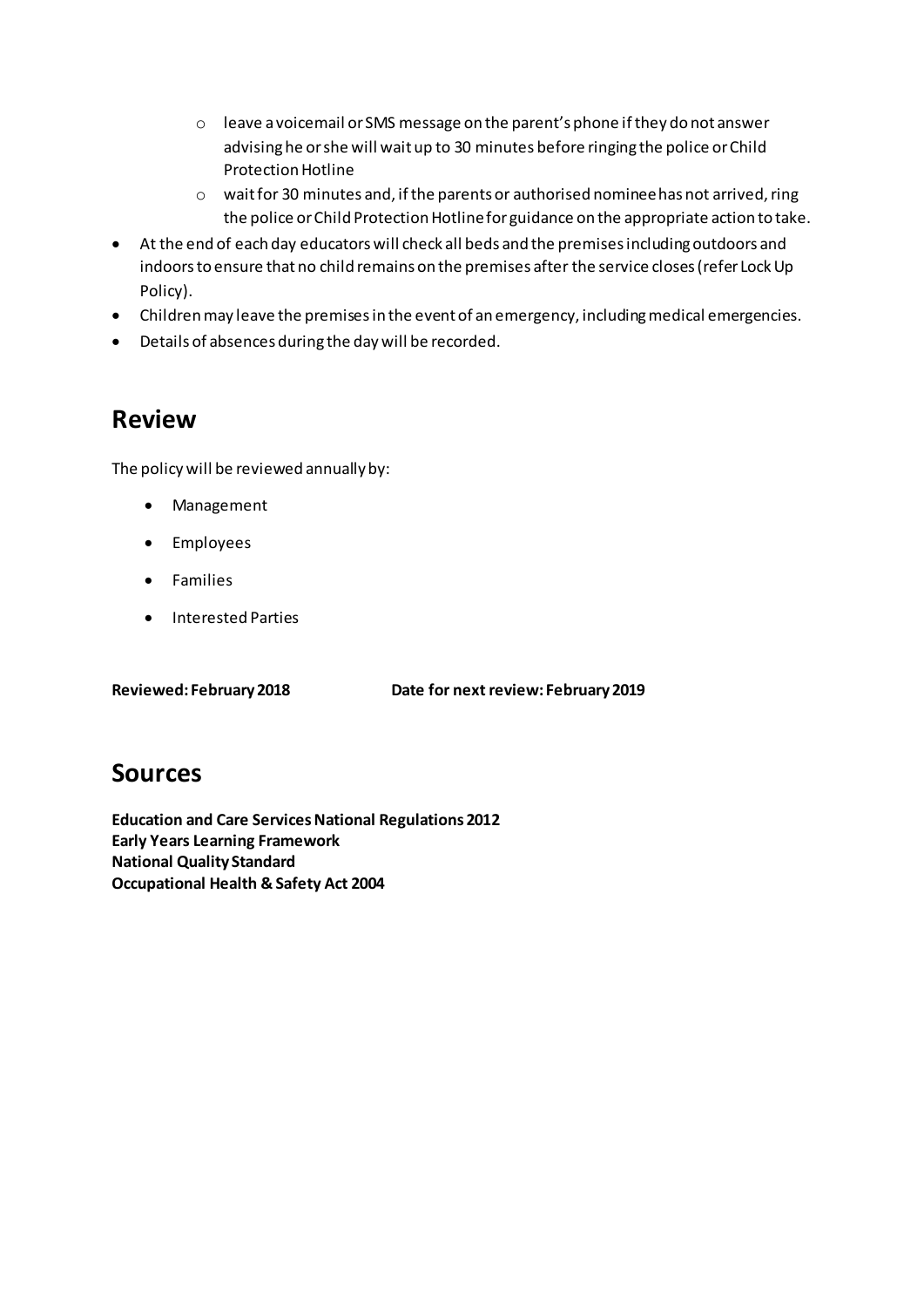- leave a voicemail or SMS message on the parent's phone if they do not answer advising he or she will wait up to 30 minutes before ringing the police or Child Protection Hotline
    - wait for 30 minutes and, if the parents or authorised nominee has not arrived, ring the police or Child Protection Hotline for guidance on the appropriate action to take.
- At the end of each day educators will check all beds and the premises including outdoors and indoors to ensure that no child remains on the premises after the service closes (refer Lock Up Policy).
- Children may leave the premises in the event of an emergency, including medical emergencies.
- Details of absences during the day will be recorded.

## Review

The policy will be reviewed annually by:

- Management
- Employees
- Families
- Interested Parties

**Reviewed: February 2018** **Date for next review: February 2019**

## Sources

**Education and Care Services National Regulations 2012**
**Early Years Learning Framework**
**National Quality Standard**
**Occupational Health & Safety Act 2004**